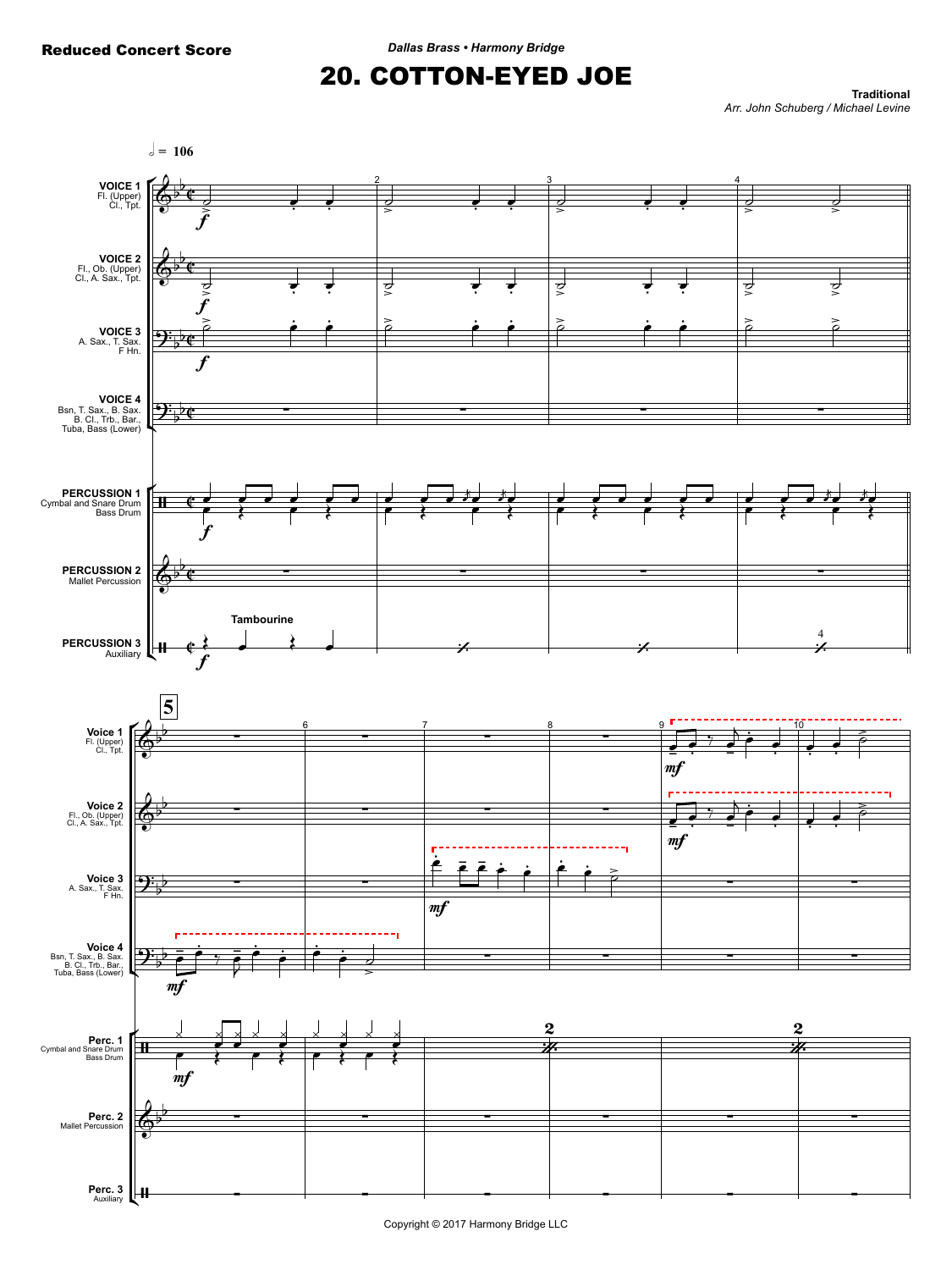**Reduced Concert Score**

*Dallas Brass • Harmony Bridge*

# 20. COTTON-EYED JOE

**Traditional**
*Arr. John Schuberg / Michael Levine*

Copyright © 2017 Harmony Bridge LLC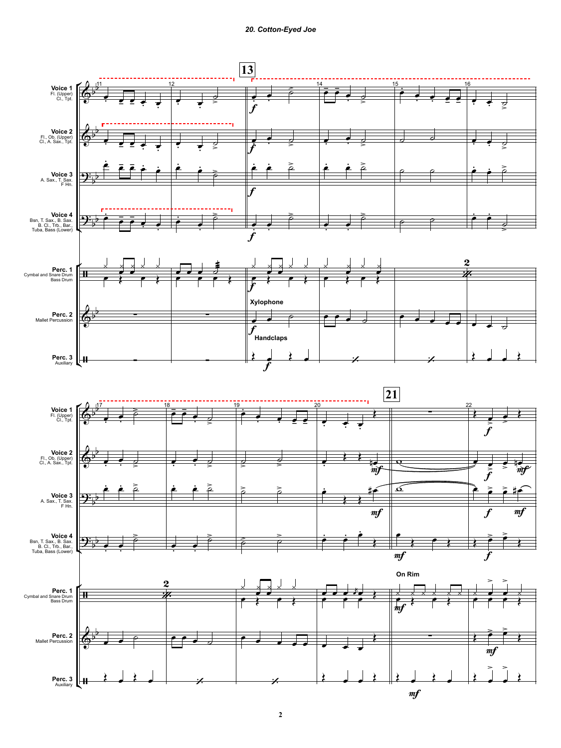## 20. Cotton-Eyed Joe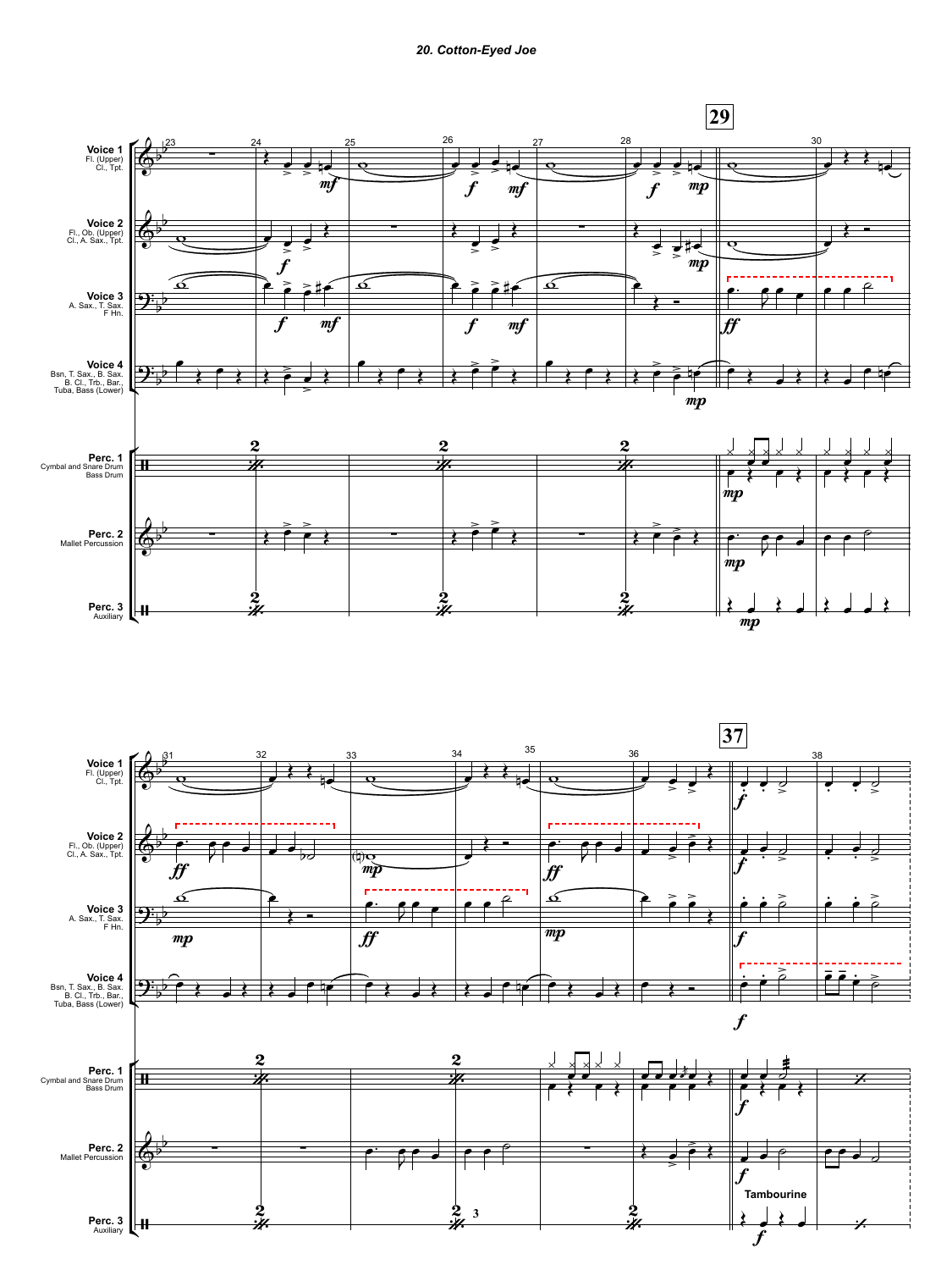*20. Cotton-Eyed Joe*